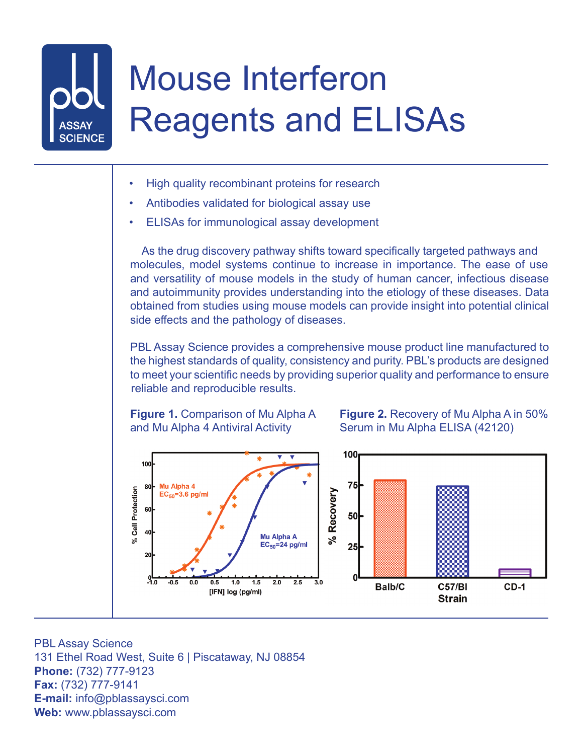# Mouse Interferon Reagents and ELISAs

- High quality recombinant proteins for research
- Antibodies validated for biological assay use
- ELISAs for immunological assay development

As the drug discovery pathway shifts toward specifically targeted pathways and molecules, model systems continue to increase in importance. The ease of use and versatility of mouse models in the study of human cancer, infectious disease and autoimmunity provides understanding into the etiology of these diseases. Data obtained from studies using mouse models can provide insight into potential clinical side effects and the pathology of diseases.

PBL Assay Science provides a comprehensive mouse product line manufactured to the highest standards of quality, consistency and purity. PBL's products are designed to meet your scientific needs by providing superior quality and performance to ensure reliable and reproducible results.

**Figure 1.** Comparison of Mu Alpha A and Mu Alpha 4 Antiviral Activity

**Figure 2.** Recovery of Mu Alpha A in 50% Serum in Mu Alpha ELISA (42120)

PBL Assay Science
131 Ethel Road West, Suite 6 | Piscataway, NJ 08854
**Phone:** (732) 777-9123
**Fax:** (732) 777-9141
**E-mail:** info@pblassaysci.com
**Web:** www.pblassaysci.com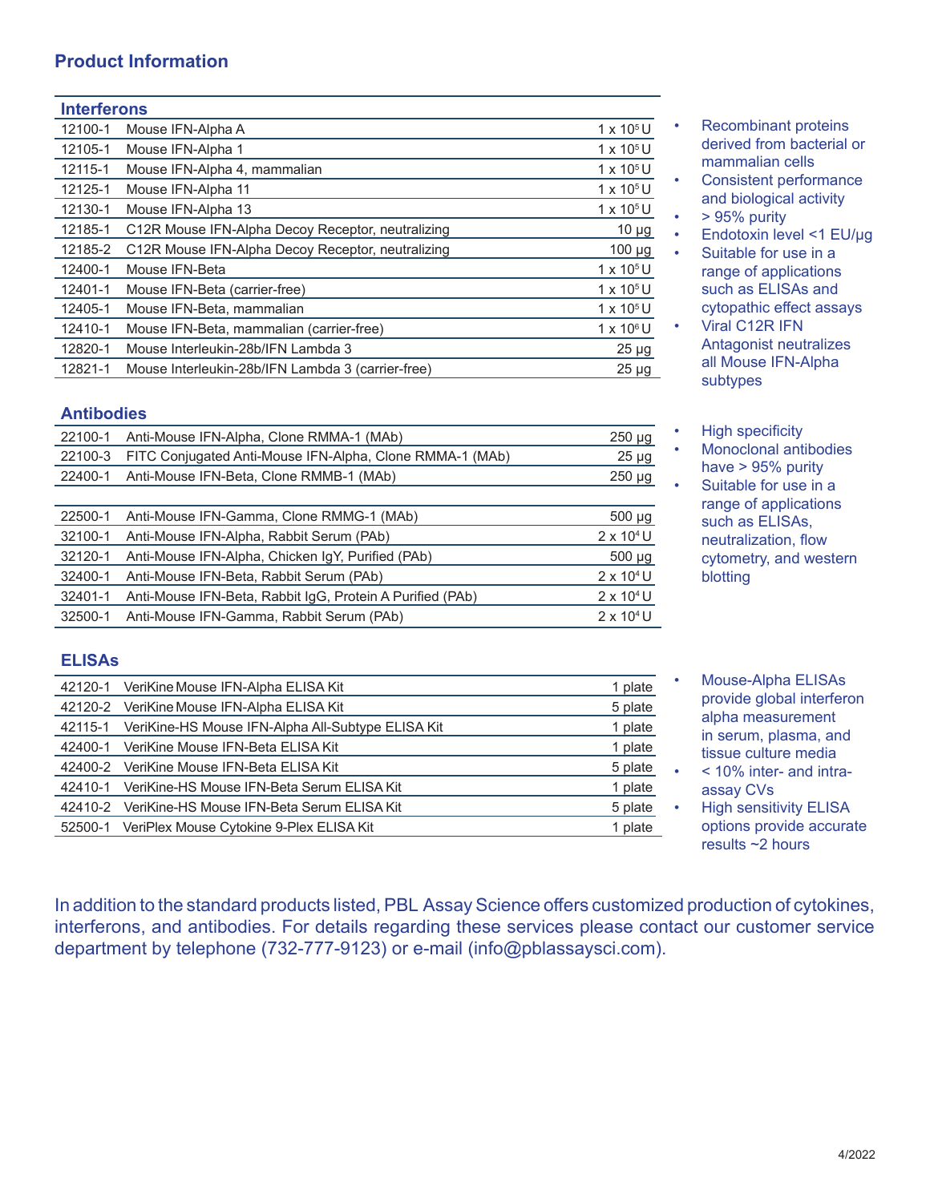## Product Information

### Interferons

| | | |
|---|---|---|
| 12100-1 | Mouse IFN-Alpha A | 1 x $10^5$ U |
| 12105-1 | Mouse IFN-Alpha 1 | 1 x $10^5$ U |
| 12115-1 | Mouse IFN-Alpha 4, mammalian | 1 x $10^5$ U |
| 12125-1 | Mouse IFN-Alpha 11 | 1 x $10^5$ U |
| 12130-1 | Mouse IFN-Alpha 13 | 1 x $10^5$ U |
| 12185-1 | C12R Mouse IFN-Alpha Decoy Receptor, neutralizing | 10 µg |
| 12185-2 | C12R Mouse IFN-Alpha Decoy Receptor, neutralizing | 100 µg |
| 12400-1 | Mouse IFN-Beta | 1 x $10^5$ U |
| 12401-1 | Mouse IFN-Beta (carrier-free) | 1 x $10^5$ U |
| 12405-1 | Mouse IFN-Beta, mammalian | 1 x $10^5$ U |
| 12410-1 | Mouse IFN-Beta, mammalian (carrier-free) | 1 x $10^6$ U |
| 12820-1 | Mouse Interleukin-28b/IFN Lambda 3 | 25 µg |
| 12821-1 | Mouse Interleukin-28b/IFN Lambda 3 (carrier-free) | 25 µg |

- Recombinant proteins derived from bacterial or mammalian cells
- Consistent performance and biological activity
- > 95% purity
- Endotoxin level <1 EU/µg
- Suitable for use in a range of applications such as ELISAs and cytopathic effect assays
- Viral C12R IFN Antagonist neutralizes all Mouse IFN-Alpha subtypes

### Antibodies

| | | |
|---|---|---|
| 22100-1 | Anti-Mouse IFN-Alpha, Clone RMMA-1 (MAb) | 250 µg |
| 22100-3 | FITC Conjugated Anti-Mouse IFN-Alpha, Clone RMMA-1 (MAb) | 25 µg |
| 22400-1 | Anti-Mouse IFN-Beta, Clone RMMB-1 (MAb) | 250 µg |
| 22500-1 | Anti-Mouse IFN-Gamma, Clone RMMG-1 (MAb) | 500 µg |
| 32100-1 | Anti-Mouse IFN-Alpha, Rabbit Serum (PAb) | 2 x $10^4$ U |
| 32120-1 | Anti-Mouse IFN-Alpha, Chicken IgY, Purified (PAb) | 500 µg |
| 32400-1 | Anti-Mouse IFN-Beta, Rabbit Serum (PAb) | 2 x $10^4$ U |
| 32401-1 | Anti-Mouse IFN-Beta, Rabbit IgG, Protein A Purified (PAb) | 2 x $10^4$ U |
| 32500-1 | Anti-Mouse IFN-Gamma, Rabbit Serum (PAb) | 2 x $10^4$ U |

- High specificity
- Monoclonal antibodies have > 95% purity
- Suitable for use in a range of applications such as ELISAs, neutralization, flow cytometry, and western blotting

### ELISAs

| | | |
|---|---|---|
| 42120-1 | VeriKine Mouse IFN-Alpha ELISA Kit | 1 plate |
| 42120-2 | VeriKine Mouse IFN-Alpha ELISA Kit | 5 plate |
| 42115-1 | VeriKine-HS Mouse IFN-Alpha All-Subtype ELISA Kit | 1 plate |
| 42400-1 | VeriKine Mouse IFN-Beta ELISA Kit | 1 plate |
| 42400-2 | VeriKine Mouse IFN-Beta ELISA Kit | 5 plate |
| 42410-1 | VeriKine-HS Mouse IFN-Beta Serum ELISA Kit | 1 plate |
| 42410-2 | VeriKine-HS Mouse IFN-Beta Serum ELISA Kit | 5 plate |
| 52500-1 | VeriPlex Mouse Cytokine 9-Plex ELISA Kit | 1 plate |

- Mouse-Alpha ELISAs provide global interferon alpha measurement in serum, plasma, and tissue culture media
- < 10% inter- and intra-assay CVs
- High sensitivity ELISA options provide accurate results ~2 hours

In addition to the standard products listed, PBL Assay Science offers customized production of cytokines, interferons, and antibodies. For details regarding these services please contact our customer service department by telephone (732-777-9123) or e-mail (info@pblassaysci.com).

4/2022